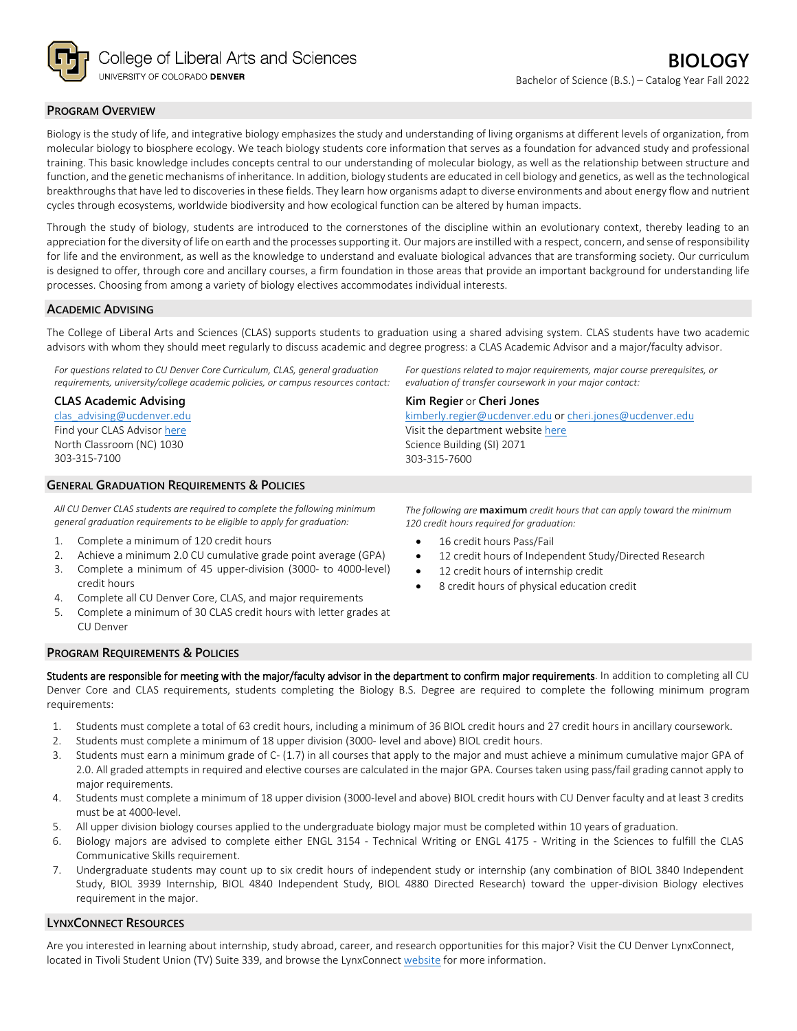College of Liberal Arts and Sciences
UNIVERSITY OF COLORADO DENVER

# BIOLOGY

Bachelor of Science (B.S.) – Catalog Year Fall 2022

## Program Overview

Biology is the study of life, and integrative biology emphasizes the study and understanding of living organisms at different levels of organization, from molecular biology to biosphere ecology. We teach biology students core information that serves as a foundation for advanced study and professional training. This basic knowledge includes concepts central to our understanding of molecular biology, as well as the relationship between structure and function, and the genetic mechanisms of inheritance. In addition, biology students are educated in cell biology and genetics, as well as the technological breakthroughs that have led to discoveries in these fields. They learn how organisms adapt to diverse environments and about energy flow and nutrient cycles through ecosystems, worldwide biodiversity and how ecological function can be altered by human impacts.

Through the study of biology, students are introduced to the cornerstones of the discipline within an evolutionary context, thereby leading to an appreciation for the diversity of life on earth and the processes supporting it. Our majors are instilled with a respect, concern, and sense of responsibility for life and the environment, as well as the knowledge to understand and evaluate biological advances that are transforming society. Our curriculum is designed to offer, through core and ancillary courses, a firm foundation in those areas that provide an important background for understanding life processes. Choosing from among a variety of biology electives accommodates individual interests.

## Academic Advising

The College of Liberal Arts and Sciences (CLAS) supports students to graduation using a shared advising system. CLAS students have two academic advisors with whom they should meet regularly to discuss academic and degree progress: a CLAS Academic Advisor and a major/faculty advisor.

*For questions related to CU Denver Core Curriculum, CLAS, general graduation requirements, university/college academic policies, or campus resources contact:*

**CLAS Academic Advising**
clas_advising@ucdenver.edu
Find your CLAS Advisor here
North Classroom (NC) 1030
303-315-7100

*For questions related to major requirements, major course prerequisites, or evaluation of transfer coursework in your major contact:*

**Kim Regier** or **Cheri Jones**
kimberly.regier@ucdenver.edu or cheri.jones@ucdenver.edu
Visit the department website here
Science Building (SI) 2071
303-315-7600

## General Graduation Requirements & Policies

*All CU Denver CLAS students are required to complete the following minimum general graduation requirements to be eligible to apply for graduation:*

1. Complete a minimum of 120 credit hours
2. Achieve a minimum 2.0 CU cumulative grade point average (GPA)
3. Complete a minimum of 45 upper-division (3000- to 4000-level) credit hours
4. Complete all CU Denver Core, CLAS, and major requirements
5. Complete a minimum of 30 CLAS credit hours with letter grades at CU Denver

*The following are* **maximum** *credit hours that can apply toward the minimum 120 credit hours required for graduation:*

- 16 credit hours Pass/Fail
- 12 credit hours of Independent Study/Directed Research
- 12 credit hours of internship credit
- 8 credit hours of physical education credit

## Program Requirements & Policies

**Students are responsible for meeting with the major/faculty advisor in the department to confirm major requirements**. In addition to completing all CU Denver Core and CLAS requirements, students completing the Biology B.S. Degree are required to complete the following minimum program requirements:

1. Students must complete a total of 63 credit hours, including a minimum of 36 BIOL credit hours and 27 credit hours in ancillary coursework.
2. Students must complete a minimum of 18 upper division (3000- level and above) BIOL credit hours.
3. Students must earn a minimum grade of C- (1.7) in all courses that apply to the major and must achieve a minimum cumulative major GPA of 2.0. All graded attempts in required and elective courses are calculated in the major GPA. Courses taken using pass/fail grading cannot apply to major requirements.
4. Students must complete a minimum of 18 upper division (3000-level and above) BIOL credit hours with CU Denver faculty and at least 3 credits must be at 4000-level.
5. All upper division biology courses applied to the undergraduate biology major must be completed within 10 years of graduation.
6. Biology majors are advised to complete either ENGL 3154 - Technical Writing or ENGL 4175 - Writing in the Sciences to fulfill the CLAS Communicative Skills requirement.
7. Undergraduate students may count up to six credit hours of independent study or internship (any combination of BIOL 3840 Independent Study, BIOL 3939 Internship, BIOL 4840 Independent Study, BIOL 4880 Directed Research) toward the upper-division Biology electives requirement in the major.

## LynxConnect Resources

Are you interested in learning about internship, study abroad, career, and research opportunities for this major? Visit the CU Denver LynxConnect, located in Tivoli Student Union (TV) Suite 339, and browse the LynxConnect website for more information.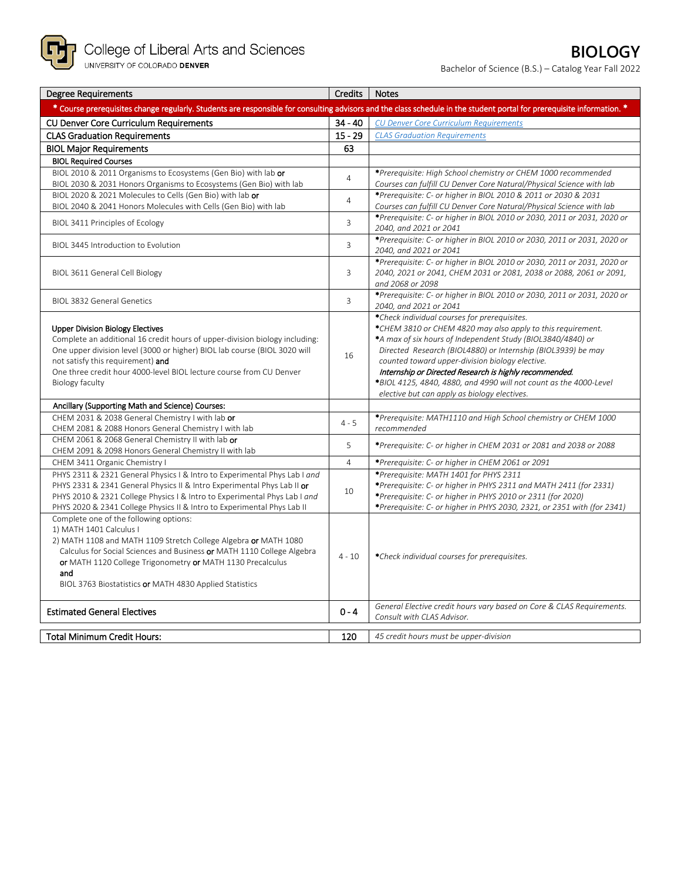College of Liberal Arts and Sciences
UNIVERSITY OF COLORADO DENVER

# BIOLOGY

Bachelor of Science (B.S.) – Catalog Year Fall 2022

| Degree Requirements | Credits | Notes |
|---|---|---|
| **\* Course prerequisites change regularly. Students are responsible for consulting advisors and the class schedule in the student portal for prerequisite information. \*** | | |
| CU Denver Core Curriculum Requirements | 34 - 40 | *CU Denver Core Curriculum Requirements* |
| CLAS Graduation Requirements | 15 - 29 | *CLAS Graduation Requirements* |
| **BIOL Major Requirements** | **63** | |
| **BIOL Required Courses** | | |
| BIOL 2010 & 2011 Organisms to Ecosystems (Gen Bio) with lab **or** BIOL 2030 & 2031 Honors Organisms to Ecosystems (Gen Bio) with lab | 4 | *\*Prerequisite: High School chemistry or CHEM 1000 recommended Courses can fulfill CU Denver Core Natural/Physical Science with lab* |
| BIOL 2020 & 2021 Molecules to Cells (Gen Bio) with lab **or** BIOL 2040 & 2041 Honors Molecules with Cells (Gen Bio) with lab | 4 | *\*Prerequisite: C- or higher in BIOL 2010 & 2011 or 2030 & 2031 Courses can fulfill CU Denver Core Natural/Physical Science with lab* |
| BIOL 3411 Principles of Ecology | 3 | *\*Prerequisite: C- or higher in BIOL 2010 or 2030, 2011 or 2031, 2020 or 2040, and 2021 or 2041* |
| BIOL 3445 Introduction to Evolution | 3 | *\*Prerequisite: C- or higher in BIOL 2010 or 2030, 2011 or 2031, 2020 or 2040, and 2021 or 2041* |
| BIOL 3611 General Cell Biology | 3 | *\*Prerequisite: C- or higher in BIOL 2010 or 2030, 2011 or 2031, 2020 or 2040, 2021 or 2041, CHEM 2031 or 2081, 2038 or 2088, 2061 or 2091, and 2068 or 2098* |
| BIOL 3832 General Genetics | 3 | *\*Prerequisite: C- or higher in BIOL 2010 or 2030, 2011 or 2031, 2020 or 2040, and 2021 or 2041* |
| **Upper Division Biology Electives** Complete an additional 16 credit hours of upper-division biology including: One upper division level (3000 or higher) BIOL lab course (BIOL 3020 will not satisfy this requirement) **and** One three credit hour 4000-level BIOL lecture course from CU Denver Biology faculty | 16 | *\*Check individual courses for prerequisites. \*CHEM 3810 or CHEM 4820 may also apply to this requirement. \*A max of six hours of Independent Study (BIOL3840/4840) or Directed Research (BIOL4880) or Internship (BIOL3939) be may counted toward upper-division biology elective. **Internship or Directed Research is highly recommended.** \*BIOL 4125, 4840, 4880, and 4990 will not count as the 4000-Level elective but can apply as biology electives.* |
| **Ancillary (Supporting Math and Science) Courses:** | | |
| CHEM 2031 & 2038 General Chemistry I with lab **or** CHEM 2081 & 2088 Honors General Chemistry I with lab | 4 - 5 | *\*Prerequisite: MATH1110 and High School chemistry or CHEM 1000 recommended* |
| CHEM 2061 & 2068 General Chemistry II with lab **or** CHEM 2091 & 2098 Honors General Chemistry II with lab | 5 | *\*Prerequisite: C- or higher in CHEM 2031 or 2081 and 2038 or 2088* |
| CHEM 3411 Organic Chemistry I | 4 | *\*Prerequisite: C- or higher in CHEM 2061 or 2091* |
| PHYS 2311 & 2321 General Physics I & Intro to Experimental Phys Lab I *and* PHYS 2331 & 2341 General Physics II & Intro to Experimental Phys Lab II **or** PHYS 2010 & 2321 College Physics I & Intro to Experimental Phys Lab I *and* PHYS 2020 & 2341 College Physics II & Intro to Experimental Phys Lab II | 10 | *\*Prerequisite: MATH 1401 for PHYS 2311 \*Prerequisite: C- or higher in PHYS 2311 and MATH 2411 (for 2331) \*Prerequisite: C- or higher in PHYS 2010 or 2311 (for 2020) \*Prerequisite: C- or higher in PHYS 2030, 2321, or 2351 with (for 2341)* |
| Complete one of the following options: 1) MATH 1401 Calculus I 2) MATH 1108 and MATH 1109 Stretch College Algebra **or** MATH 1080 Calculus for Social Sciences and Business **or** MATH 1110 College Algebra **or** MATH 1120 College Trigonometry **or** MATH 1130 Precalculus **and** BIOL 3763 Biostatistics **or** MATH 4830 Applied Statistics | 4 - 10 | *\*Check individual courses for prerequisites.* |
| **Estimated General Electives** | **0 - 4** | *General Elective credit hours vary based on Core & CLAS Requirements. Consult with CLAS Advisor.* |
| **Total Minimum Credit Hours:** | **120** | *45 credit hours must be upper-division* |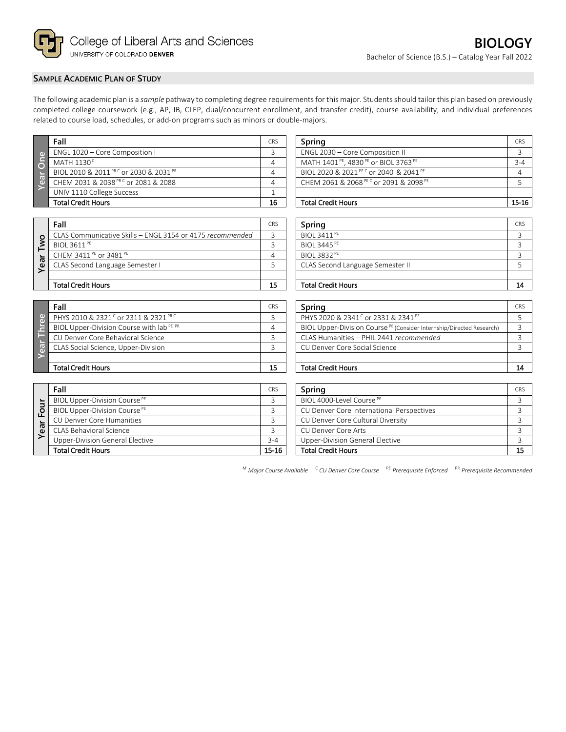College of Liberal Arts and Sciences
UNIVERSITY OF COLORADO DENVER

# BIOLOGY

Bachelor of Science (B.S.) – Catalog Year Fall 2022

## SAMPLE ACADEMIC PLAN OF STUDY

The following academic plan is a *sample* pathway to completing degree requirements for this major. Students should tailor this plan based on previously completed college coursework (e.g., AP, IB, CLEP, dual/concurrent enrollment, and transfer credit), course availability, and individual preferences related to course load, schedules, or add-on programs such as minors or double-majors.

### Year One

| Fall | CRS |
|---|---|
| ENGL 1020 – Core Composition I | 3 |
| MATH 1130 [C] | 4 |
| BIOL 2010 & 2011 [PR C] or 2030 & 2031 [PR] | 4 |
| CHEM 2031 & 2038 [PR C] or 2081 & 2088 | 4 |
| UNIV 1110 College Success | 1 |
| Total Credit Hours | 16 |

| Spring | CRS |
|---|---|
| ENGL 2030 – Core Composition II | 3 |
| MATH 1401 [PE], 4830 [PE] or BIOL 3763 [PE] | 3-4 |
| BIOL 2020 & 2021 [PE C] or 2040 & 2041 [PE] | 4 |
| CHEM 2061 & 2068 [PE C] or 2091 & 2098 [PE] | 5 |
| | |
| Total Credit Hours | 15-16 |

### Year Two

| Fall | CRS |
|---|---|
| CLAS Communicative Skills – ENGL 3154 or 4175 *recommended* | 3 |
| BIOL 3611 [PE] | 3 |
| CHEM 3411 [PE] or 3481 [PE] | 4 |
| CLAS Second Language Semester I | 5 |
| | |
| Total Credit Hours | 15 |

| Spring | CRS |
|---|---|
| BIOL 3411 [PE] | 3 |
| BIOL 3445 [PE] | 3 |
| BIOL 3832 [PE] | 3 |
| CLAS Second Language Semester II | 5 |
| | |
| Total Credit Hours | 14 |

### Year Three

| Fall | CRS |
|---|---|
| PHYS 2010 & 2321 [C] or 2311 & 2321 [PR C] | 5 |
| BIOL Upper-Division Course with lab [PE PR] | 4 |
| CU Denver Core Behavioral Science | 3 |
| CLAS Social Science, Upper-Division | 3 |
| | |
| Total Credit Hours | 15 |

| Spring | CRS |
|---|---|
| PHYS 2020 & 2341 [C] or 2331 & 2341 [PE] | 5 |
| BIOL Upper-Division Course [PE] (Consider Internship/Directed Research) | 3 |
| CLAS Humanities – PHIL 2441 *recommended* | 3 |
| CU Denver Core Social Science | 3 |
| | |
| Total Credit Hours | 14 |

### Year Four

| Fall | CRS |
|---|---|
| BIOL Upper-Division Course [PE] | 3 |
| BIOL Upper-Division Course [PE] | 3 |
| CU Denver Core Humanities | 3 |
| CLAS Behavioral Science | 3 |
| Upper-Division General Elective | 3-4 |
| Total Credit Hours | 15-16 |

| Spring | CRS |
|---|---|
| BIOL 4000-Level Course [PE] | 3 |
| CU Denver Core International Perspectives | 3 |
| CU Denver Core Cultural Diversity | 3 |
| CU Denver Core Arts | 3 |
| Upper-Division General Elective | 3 |
| Total Credit Hours | 15 |

[M] *Major Course Available* [C] *CU Denver Core Course* [PE] *Prerequisite Enforced* [PR] *Prerequisite Recommended*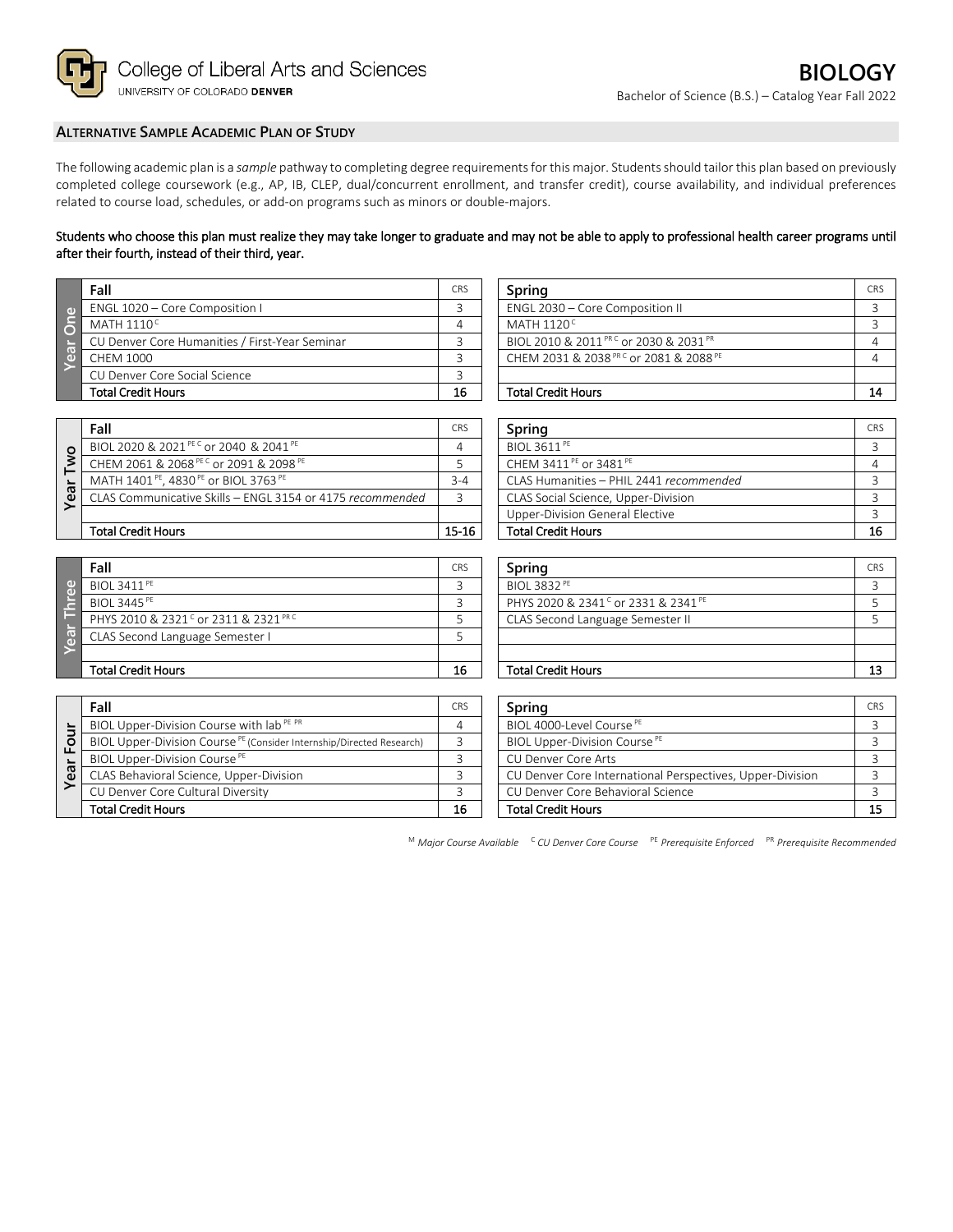College of Liberal Arts and Sciences
UNIVERSITY OF COLORADO DENVER

# BIOLOGY

Bachelor of Science (B.S.) – Catalog Year Fall 2022

## ALTERNATIVE SAMPLE ACADEMIC PLAN OF STUDY

The following academic plan is a *sample* pathway to completing degree requirements for this major. Students should tailor this plan based on previously completed college coursework (e.g., AP, IB, CLEP, dual/concurrent enrollment, and transfer credit), course availability, and individual preferences related to course load, schedules, or add-on programs such as minors or double-majors.

**Students who choose this plan must realize they may take longer to graduate and may not be able to apply to professional health career programs until after their fourth, instead of their third, year.**

### Year One

| Fall | CRS |
|---|---|
| ENGL 1020 – Core Composition I | 3 |
| MATH 1110 C | 4 |
| CU Denver Core Humanities / First-Year Seminar | 3 |
| CHEM 1000 | 3 |
| CU Denver Core Social Science | 3 |
| **Total Credit Hours** | **16** |

| Spring | CRS |
|---|---|
| ENGL 2030 – Core Composition II | 3 |
| MATH 1120 C | 3 |
| BIOL 2010 & 2011 PR C or 2030 & 2031 PR | 4 |
| CHEM 2031 & 2038 PR C or 2081 & 2088 PE | 4 |
| | |
| **Total Credit Hours** | **14** |

### Year Two

| Fall | CRS |
|---|---|
| BIOL 2020 & 2021 PE C or 2040 & 2041 PE | 4 |
| CHEM 2061 & 2068 PE C or 2091 & 2098 PE | 5 |
| MATH 1401 PE, 4830 PE or BIOL 3763 PE | 3-4 |
| CLAS Communicative Skills – ENGL 3154 or 4175 *recommended* | 3 |
| | |
| **Total Credit Hours** | **15-16** |

| Spring | CRS |
|---|---|
| BIOL 3611 PE | 3 |
| CHEM 3411 PE or 3481 PE | 4 |
| CLAS Humanities – PHIL 2441 *recommended* | 3 |
| CLAS Social Science, Upper-Division | 3 |
| Upper-Division General Elective | 3 |
| **Total Credit Hours** | **16** |

### Year Three

| Fall | CRS |
|---|---|
| BIOL 3411 PE | 3 |
| BIOL 3445 PE | 3 |
| PHYS 2010 & 2321 C or 2311 & 2321 PR C | 5 |
| CLAS Second Language Semester I | 5 |
| | |
| **Total Credit Hours** | **16** |

| Spring | CRS |
|---|---|
| BIOL 3832 PE | 3 |
| PHYS 2020 & 2341 C or 2331 & 2341 PE | 5 |
| CLAS Second Language Semester II | 5 |
| | |
| | |
| **Total Credit Hours** | **13** |

### Year Four

| Fall | CRS |
|---|---|
| BIOL Upper-Division Course with lab PE PR | 4 |
| BIOL Upper-Division Course PE (Consider Internship/Directed Research) | 3 |
| BIOL Upper-Division Course PE | 3 |
| CLAS Behavioral Science, Upper-Division | 3 |
| CU Denver Core Cultural Diversity | 3 |
| **Total Credit Hours** | **16** |

| Spring | CRS |
|---|---|
| BIOL 4000-Level Course PE | 3 |
| BIOL Upper-Division Course PE | 3 |
| CU Denver Core Arts | 3 |
| CU Denver Core International Perspectives, Upper-Division | 3 |
| CU Denver Core Behavioral Science | 3 |
| **Total Credit Hours** | **15** |

M *Major Course Available*  C *CU Denver Core Course*  PE *Prerequisite Enforced*  PR *Prerequisite Recommended*